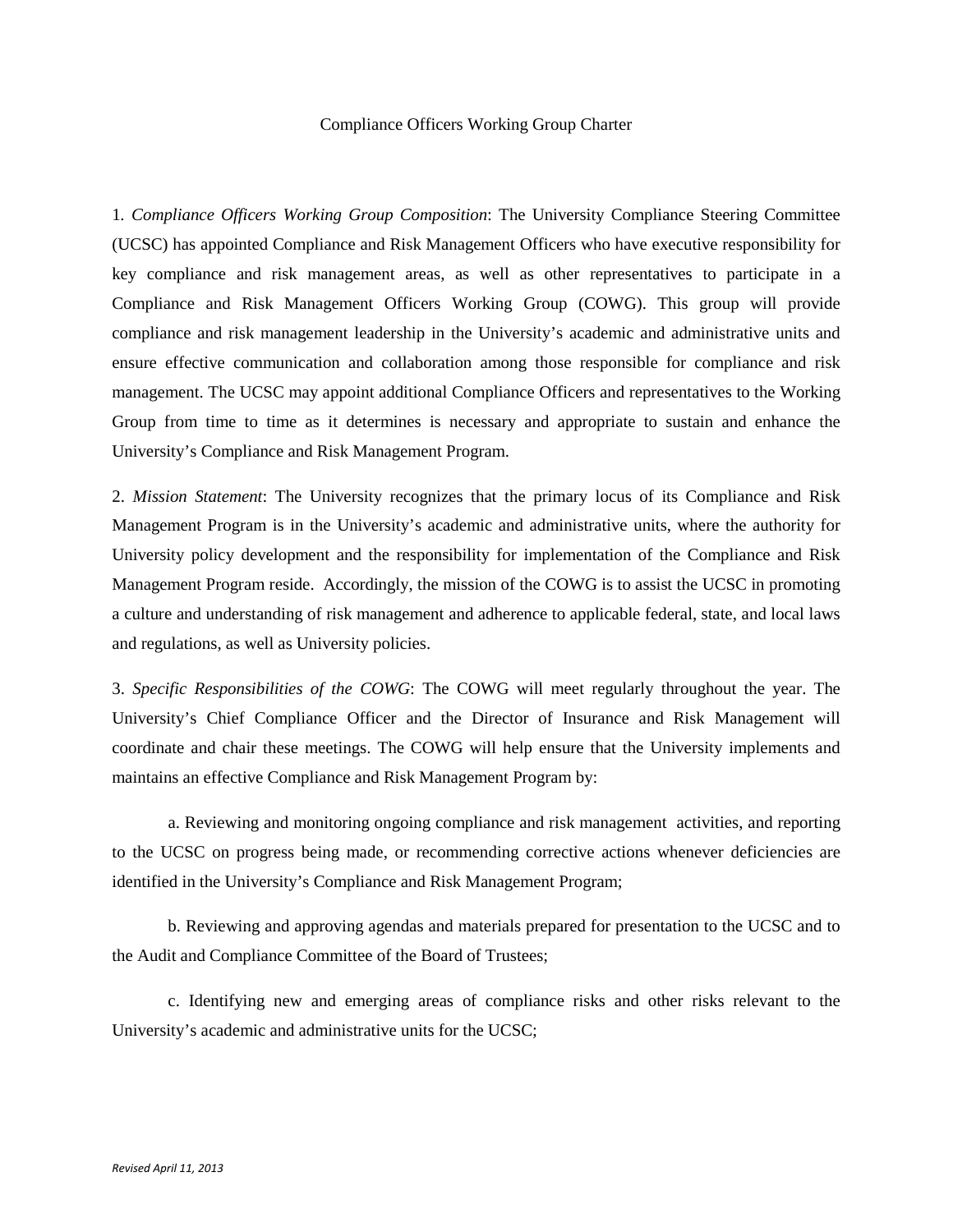# Compliance Officers Working Group Charter

1. *Compliance Officers Working Group Composition*: The University Compliance Steering Committee (UCSC) has appointed Compliance and Risk Management Officers who have executive responsibility for key compliance and risk management areas, as well as other representatives to participate in a Compliance and Risk Management Officers Working Group (COWG). This group will provide compliance and risk management leadership in the University's academic and administrative units and ensure effective communication and collaboration among those responsible for compliance and risk management. The UCSC may appoint additional Compliance Officers and representatives to the Working Group from time to time as it determines is necessary and appropriate to sustain and enhance the University's Compliance and Risk Management Program.

2. *Mission Statement*: The University recognizes that the primary locus of its Compliance and Risk Management Program is in the University's academic and administrative units, where the authority for University policy development and the responsibility for implementation of the Compliance and Risk Management Program reside. Accordingly, the mission of the COWG is to assist the UCSC in promoting a culture and understanding of risk management and adherence to applicable federal, state, and local laws and regulations, as well as University policies.

3. *Specific Responsibilities of the COWG*: The COWG will meet regularly throughout the year. The University's Chief Compliance Officer and the Director of Insurance and Risk Management will coordinate and chair these meetings. The COWG will help ensure that the University implements and maintains an effective Compliance and Risk Management Program by:

a. Reviewing and monitoring ongoing compliance and risk management activities, and reporting to the UCSC on progress being made, or recommending corrective actions whenever deficiencies are identified in the University's Compliance and Risk Management Program;

b. Reviewing and approving agendas and materials prepared for presentation to the UCSC and to the Audit and Compliance Committee of the Board of Trustees;

c. Identifying new and emerging areas of compliance risks and other risks relevant to the University's academic and administrative units for the UCSC;

*Revised April 11, 2013*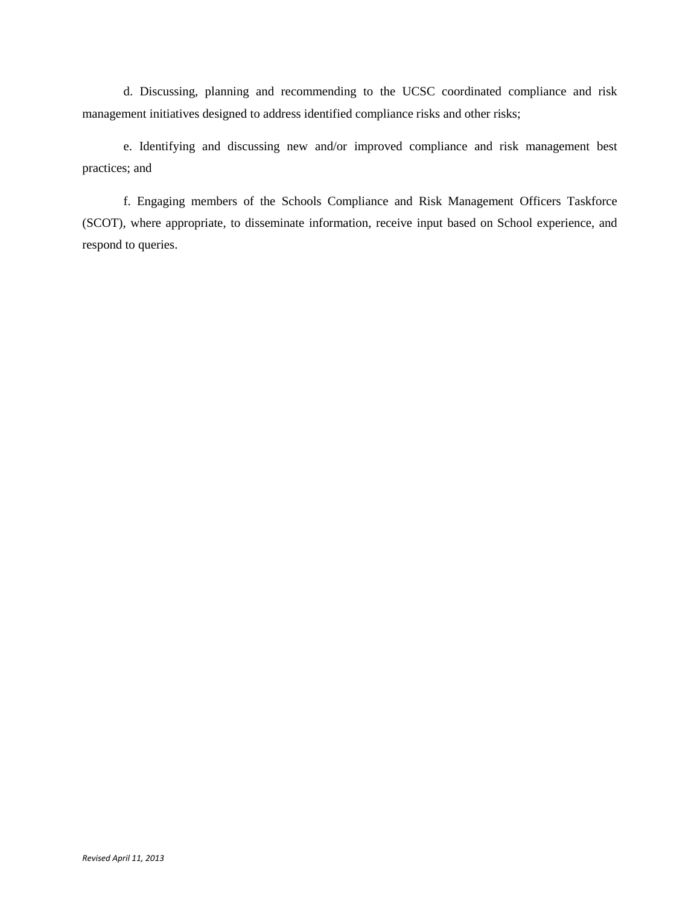d. Discussing, planning and recommending to the UCSC coordinated compliance and risk management initiatives designed to address identified compliance risks and other risks;

e. Identifying and discussing new and/or improved compliance and risk management best practices; and

f. Engaging members of the Schools Compliance and Risk Management Officers Taskforce (SCOT), where appropriate, to disseminate information, receive input based on School experience, and respond to queries.

*Revised April 11, 2013*